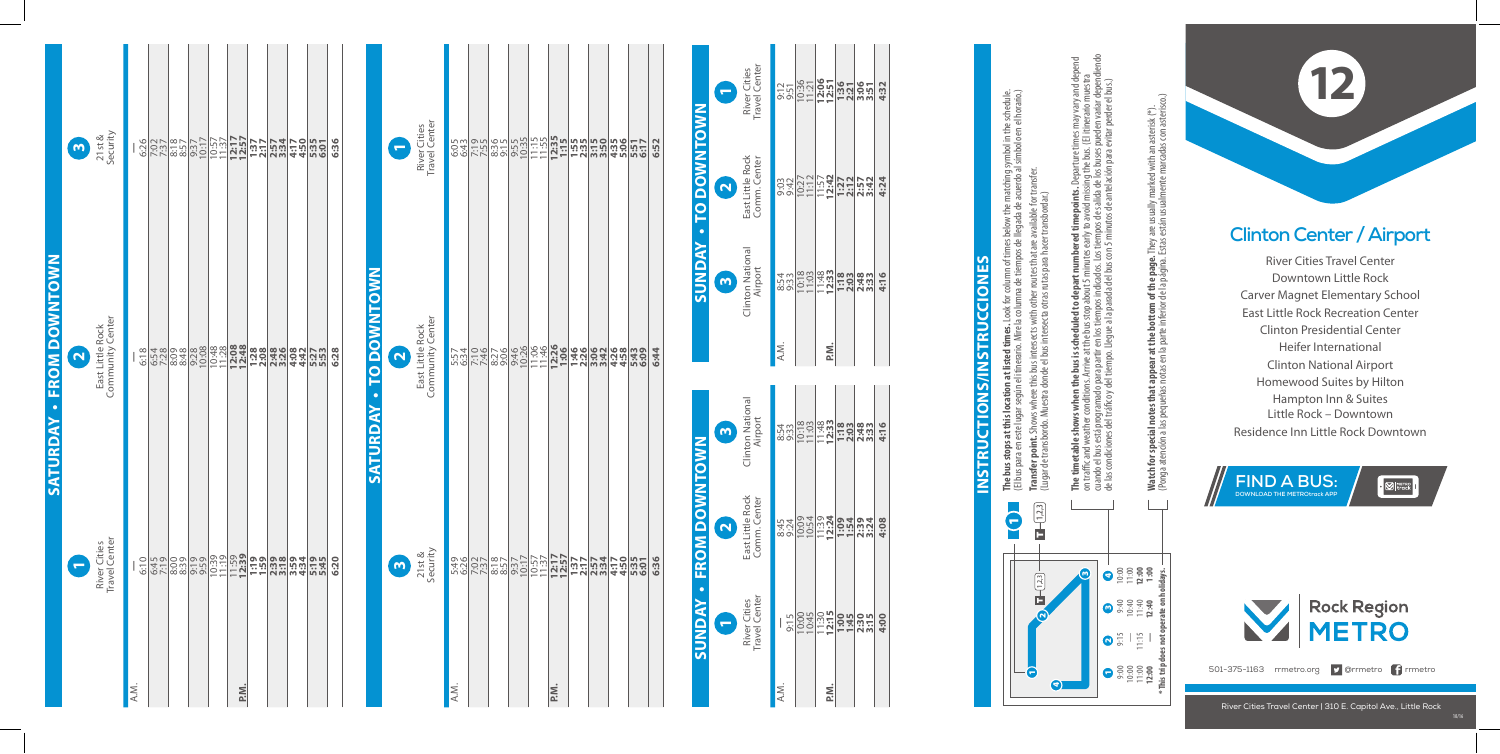# SATURDAY • FROM DOWNTOWN

| | 1 River Cities Travel Center | 2 East Little Rock Community Center | 3 21st & Security |
|---|---|---|---|
| A.M. | — | — | — |
| | 6:10 | 6:18 | 6:26 |
| | 6:45 | 6:54 | 7:02 |
| | 7:19 | 7:28 | 7:37 |
| | 8:00 | 8:09 | 8:18 |
| | 8:39 | 8:48 | 8:57 |
| | 9:19 | 9:28 | 9:37 |
| | 9:59 | 10:08 | 10:17 |
| | 10:39 | 10:48 | 10:57 |
| | 11:19 | 11:28 | 11:37 |
| P.M. | 11:59 | **12:08** | **12:17** |
| | **12:39** | **12:48** | **12:57** |
| | **1:19** | **1:28** | **1:37** |
| | **1:59** | **2:08** | **2:17** |
| | **2:39** | **2:48** | **2:57** |
| | **3:18** | **3:26** | **3:34** |
| | **3:59** | **4:08** | **4:17** |
| | **4:34** | **4:42** | **4:50** |
| | **5:19** | **5:27** | **5:35** |
| | **5:45** | **5:53** | **6:01** |
| | **6:20** | **6:28** | **6:36** |

# SATURDAY • TO DOWNTOWN

| | 3 21st & Security | 2 East Little Rock Community Center | 1 River Cities Travel Center |
|---|---|---|---|
| A.M. | 5:49 | 5:57 | 6:05 |
| | 6:26 | 6:34 | 6:43 |
| | 7:02 | 7:10 | 7:19 |
| | 7:37 | 7:46 | 7:55 |
| | 8:18 | 8:27 | 8:36 |
| | 8:57 | 9:06 | 9:15 |
| | 9:37 | 9:46 | 9:55 |
| | 10:17 | 10:26 | 10:35 |
| | 10:57 | 11:06 | 11:15 |
| | 11:37 | 11:46 | 11:55 |
| P.M. | **12:17** | **12:26** | **12:35** |
| | **12:57** | **1:06** | **1:15** |
| | **1:37** | **1:46** | **1:55** |
| | **2:17** | **2:26** | **2:35** |
| | **2:57** | **3:06** | **3:15** |
| | **3:34** | **3:42** | **3:50** |
| | **4:17** | **4:26** | **4:35** |
| | **4:50** | **4:58** | **5:06** |
| | **5:35** | **5:43** | **5:51** |
| | **6:01** | **6:09** | **6:17** |
| | **6:36** | **6:44** | **6:52** |

# SUNDAY • FROM DOWNTOWN

| | 1 River Cities Travel Center | 2 East Little Rock Comm. Center | 3 Clinton National Airport |
|---|---|---|---|
| A.M. | — | 8:45 | 8:54 |
| | 9:15 | 9:24 | 9:33 |
| | 10:00 | 10:09 | 10:18 |
| | 10:45 | 10:54 | 11:03 |
| | 11:30 | 11:39 | 11:48 |
| P.M. | **12:15** | **12:24** | **12:33** |
| | **1:00** | **1:09** | **1:18** |
| | **1:45** | **1:54** | **2:03** |
| | **2:30** | **2:39** | **2:48** |
| | **3:15** | **3:24** | **3:33** |
| | **4:00** | **4:08** | **4:16** |

# SUNDAY • TO DOWNTOWN

| | 3 Clinton National Airport | 2 East Little Rock Comm. Center | 1 River Cities Travel Center |
|---|---|---|---|
| A.M. | 8:54 | 9:03 | 9:12 |
| | 9:33 | 9:42 | 9:51 |
| | 10:18 | 10:27 | 10:36 |
| | 11:03 | 11:12 | 11:21 |
| P.M. | 11:48 | 11:57 | **12:06** |
| | **12:33** | **12:42** | **12:51** |
| | **1:18** | **1:27** | **1:36** |
| | **2:03** | **2:12** | **2:22** |
| | **2:48** | **2:57** | **3:06** |
| | **3:33** | **3:42** | **3:51** |
| | **4:16** | **4:24** | **4:32** |

# INSTRUCTIONS/INSTRUCCIONES

**The bus stops at this location at listed times.** Look for column of times below the matching symbol in the schedule. (El bus para en este lugar según el itinerario. Mire la columna de tiempos de llegada de acuerdo al símbolo en el horario.)

**Transfer point.** Shows where this bus intersects with other routes that are available for transfer. (Lugar de transbordo. Muestra donde el bus intersecta otras rutas para hacer transbordar.)

**The timetable shows when the bus is scheduled to depart numbered timepoints.** Departure times may vary and depend on traffic and weather conditions. Arrive at the bus stop about 5 minutes early to avoid missing the bus. (El itinerario muestra cuando el bus está programado para partir en los tiempos indicados. Los tiempos de salida de los buses pueden variar dependiendo de las condiciones del tráfico y del tiempo. Llegue a la parada del bus con 5 minutos de antelación para evitar perder el bus.)

**Watch for special notes that appear at the bottom of the page.** They are usually marked with an asterisk (*). (Ponga atención a las pequeñas notas en la parte inferior de la página. Estas están usualmente marcadas con asterisco.)

| 1 | 2 | 3 | 4 |
|---|---|---|---|
| 9:00 | 9:15 | 9:40 | 10:00 |
| 10:00 | — | 10:40 | 11:00 |
| 11:00 | 11:15 | 11:40 | **12:00** |
| **12:00** | — | **12:40** | **1:00** |

* This trip does not operate on holidays.

# 12

## Clinton Center / Airport

River Cities Travel Center
Downtown Little Rock
Carver Magnet Elementary School
East Little Rock Recreation Center
Clinton Presidential Center
Heifer International
Clinton National Airport
Homewood Suites by Hilton
Hampton Inn & Suites Little Rock – Downtown
Residence Inn Little Rock Downtown

**FIND A BUS:** DOWNLOAD THE METROtrack APP

Rock Region METRO

501-375-1163 rrmetro.org @rrmetro rrmetro

River Cities Travel Center | 310 E. Capitol Ave., Little Rock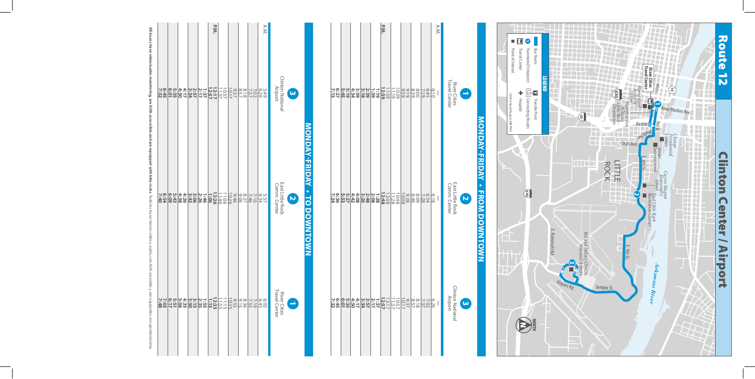# Route 12

## Clinton Center / Airport

**LEGEND**

- Bus Route
- Numbered Timepoint
- Transit Center
- Point of Interest
- Transfer Point
- Connecting Routes
- Hospital

©2016 Rock Region METRO

## MONDAY-FRIDAY • FROM DOWNTOWN

| | 1 River Cities Travel Center | 2 East Little Rock Comm. Center | 3 Clinton National Airport |
|---|---|---|---|
| A.M. | 6:10 | 6:18 | 6:26 |
| | 6:45 | 6:54 | 7:02 |
| | 7:19 | 7:28 | 7:37 |
| | 8:00 | 8:09 | 8:18 |
| | 8:39 | 8:48 | 8:57 |
| | 9:19 | 9:28 | 9:37 |
| | 9:59 | 10:08 | 10:17 |
| | 10:39 | 10:48 | 10:57 |
| | 11:19 | 11:28 | 11:37 |
| | 11:59 | 12:08 | 12:17 |
| P.M. | **12:39** | **12:48** | **12:57** |
| | **1:19** | **1:28** | **1:37** |
| | **1:59** | **2:08** | **2:17** |
| | **2:39** | **2:48** | **2:57** |
| | **3:18** | **3:26** | **3:34** |
| | **3:59** | **4:08** | **4:17** |
| | **4:34** | **4:42** | **4:50** |
| | **5:19** | **5:27** | **5:35** |
| | **5:45** | **5:53** | **6:01** |
| | **6:27** | **6:36** | **6:45** |
| | **7:15** | **7:24** | **7:32** |

## MONDAY-FRIDAY • TO DOWNTOWN

| | 3 Clinton National Airport | 2 East Little Rock Comm. Center | 1 River Cities Travel Center |
|---|---|---|---|
| A.M. | 5:49 | 5:57 | 6:05 |
| | 6:26 | 6:34 | 6:43 |
| | 7:02 | 7:10 | 7:19 |
| | 7:37 | 7:46 | 7:55 |
| | 8:18 | 8:27 | 8:36 |
| | 8:57 | 9:06 | 9:15 |
| | 9:37 | 9:46 | 9:55 |
| | 10:17 | 10:26 | 10:35 |
| | 10:57 | 11:06 | 11:15 |
| | 11:37 | 11:46 | 11:55 |
| P.M. | **12:17** | **12:26** | **12:35** |
| | **12:57** | **1:06** | **1:15** |
| | **1:37** | **1:46** | **1:55** |
| | **2:17** | **2:26** | **2:35** |
| | **2:57** | **3:06** | **3:15** |
| | **3:34** | **3:42** | **3:50** |
| | **4:17** | **4:26** | **4:35** |
| | **4:50** | **4:58** | **5:06** |
| | **5:35** | **5:43** | **5:51** |
| | **6:01** | **6:09** | **6:17** |
| | **6:45** | **6:54** | **7:03** |
| | **7:32** | **7:40** | **7:48** |

**All buses have video/audio monitoring, are ADA-accessible and are equipped with bike racks.** Todos los buses tienen video y audio, son ADA-accesible y son equipados con porta bicicletas.